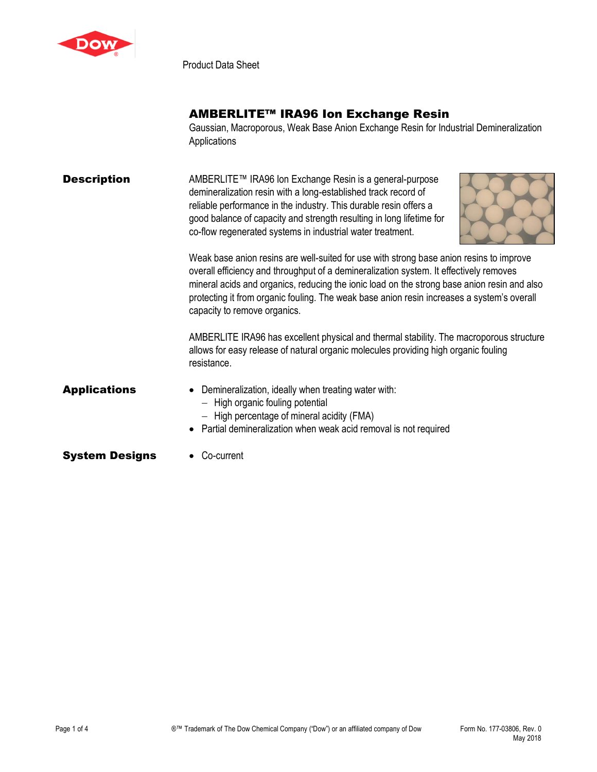Product Data Sheet

# AMBERLITE™ IRA96 Ion Exchange Resin

Gaussian, Macroporous, Weak Base Anion Exchange Resin for Industrial Demineralization Applications

## Description

AMBERLITE™ IRA96 Ion Exchange Resin is a general-purpose demineralization resin with a long-established track record of reliable performance in the industry. This durable resin offers a good balance of capacity and strength resulting in long lifetime for co-flow regenerated systems in industrial water treatment.

Weak base anion resins are well-suited for use with strong base anion resins to improve overall efficiency and throughput of a demineralization system. It effectively removes mineral acids and organics, reducing the ionic load on the strong base anion resin and also protecting it from organic fouling. The weak base anion resin increases a system's overall capacity to remove organics.

AMBERLITE IRA96 has excellent physical and thermal stability. The macroporous structure allows for easy release of natural organic molecules providing high organic fouling resistance.

## Applications

- Demineralization, ideally when treating water with:
  - High organic fouling potential
  - High percentage of mineral acidity (FMA)
- Partial demineralization when weak acid removal is not required

## System Designs

- Co-current

®™ Trademark of The Dow Chemical Company ("Dow") or an affiliated company of Dow

Form No. 177-03806, Rev. 0
May 2018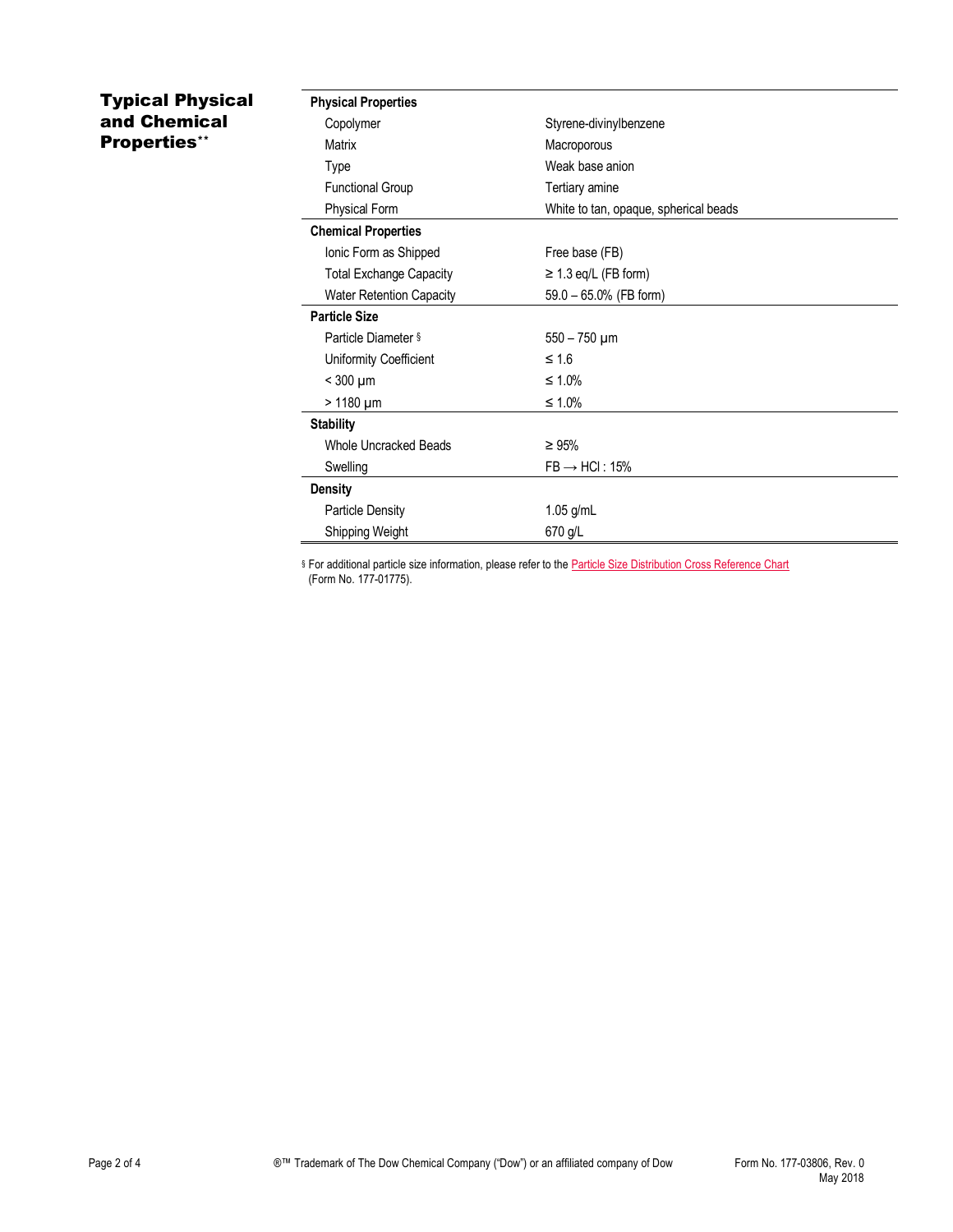## Typical Physical and Chemical Properties**

| | |
|---|---|
| **Physical Properties** | |
| Copolymer | Styrene-divinylbenzene |
| Matrix | Macroporous |
| Type | Weak base anion |
| Functional Group | Tertiary amine |
| Physical Form | White to tan, opaque, spherical beads |
| **Chemical Properties** | |
| Ionic Form as Shipped | Free base (FB) |
| Total Exchange Capacity | ≥ 1.3 eq/L (FB form) |
| Water Retention Capacity | 59.0 – 65.0% (FB form) |
| **Particle Size** | |
| Particle Diameter § | 550 – 750 µm |
| Uniformity Coefficient | ≤ 1.6 |
| < 300 µm | ≤ 1.0% |
| > 1180 µm | ≤ 1.0% |
| **Stability** | |
| Whole Uncracked Beads | ≥ 95% |
| Swelling | FB → HCl : 15% |
| **Density** | |
| Particle Density | 1.05 g/mL |
| Shipping Weight | 670 g/L |

§ For additional particle size information, please refer to the Particle Size Distribution Cross Reference Chart (Form No. 177-01775).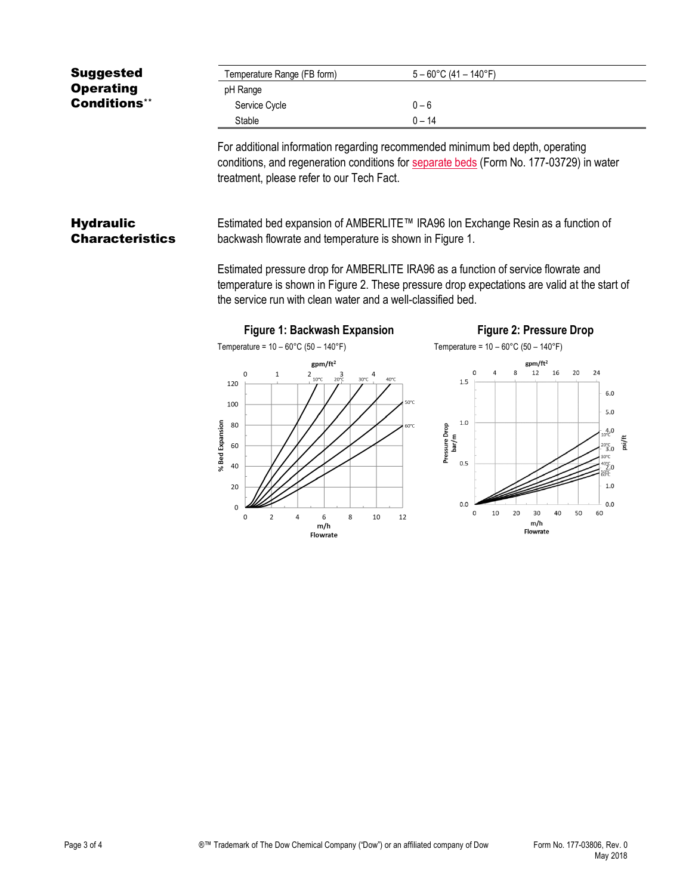## Suggested Operating Conditions**

| | |
|---|---|
| Temperature Range (FB form) | 5 – 60°C (41 – 140°F) |
| pH Range | |
| Service Cycle | 0 – 6 |
| Stable | 0 – 14 |

For additional information regarding recommended minimum bed depth, operating conditions, and regeneration conditions for separate beds (Form No. 177-03729) in water treatment, please refer to our Tech Fact.

## Hydraulic Characteristics

Estimated bed expansion of AMBERLITE™ IRA96 Ion Exchange Resin as a function of backwash flowrate and temperature is shown in Figure 1.

Estimated pressure drop for AMBERLITE IRA96 as a function of service flowrate and temperature is shown in Figure 2. These pressure drop expectations are valid at the start of the service run with clean water and a well-classified bed.

**Figure 1: Backwash Expansion**

Temperature = 10 – 60°C (50 – 140°F)

gpm/ft²
0 1 2 3 4
10°C 20°C 30°C 40°C 50°C 60°C
% Bed Expansion
0 20 40 60 80 100 120
0 2 4 6 8 10 12
m/h
Flowrate

**Figure 2: Pressure Drop**

Temperature = 10 – 60°C (50 – 140°F)

gpm/ft²
0 4 8 12 16 20 24
Pressure Drop bar/m
0.0 0.5 1.0 1.5
psi/ft
0.0 1.0 2.0 3.0 4.0 5.0 6.0
10°C 20°C 30°C 40°C 50°C 60°C
0 10 20 30 40 50 60
m/h
Flowrate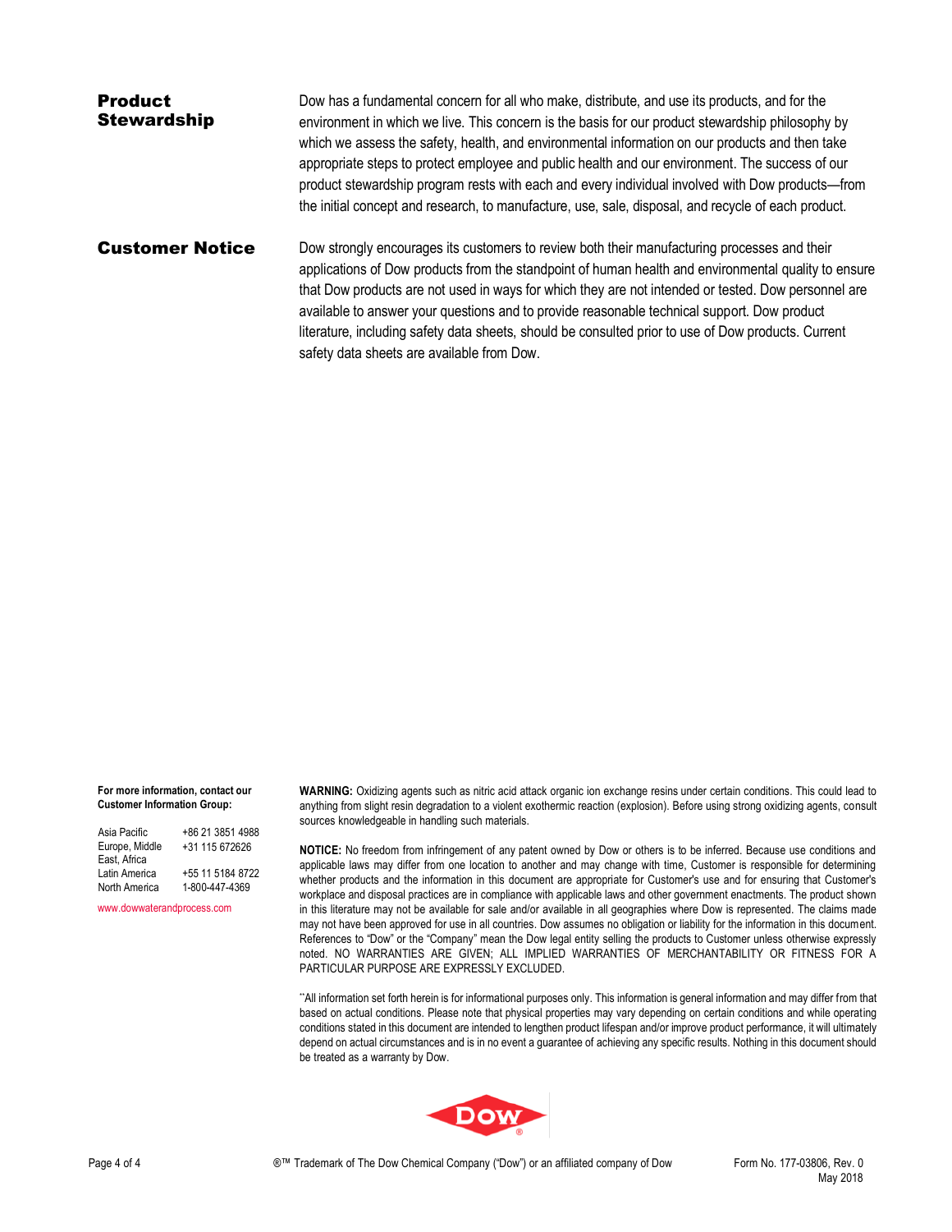## Product Stewardship

Dow has a fundamental concern for all who make, distribute, and use its products, and for the environment in which we live. This concern is the basis for our product stewardship philosophy by which we assess the safety, health, and environmental information on our products and then take appropriate steps to protect employee and public health and our environment. The success of our product stewardship program rests with each and every individual involved with Dow products—from the initial concept and research, to manufacture, use, sale, disposal, and recycle of each product.

## Customer Notice

Dow strongly encourages its customers to review both their manufacturing processes and their applications of Dow products from the standpoint of human health and environmental quality to ensure that Dow products are not used in ways for which they are not intended or tested. Dow personnel are available to answer your questions and to provide reasonable technical support. Dow product literature, including safety data sheets, should be consulted prior to use of Dow products. Current safety data sheets are available from Dow.

**For more information, contact our Customer Information Group:**

| | |
|---|---|
| Asia Pacific | +86 21 3851 4988 |
| Europe, Middle East, Africa | +31 115 672626 |
| Latin America | +55 11 5184 8722 |
| North America | 1-800-447-4369 |

www.dowwaterandprocess.com

**WARNING:** Oxidizing agents such as nitric acid attack organic ion exchange resins under certain conditions. This could lead to anything from slight resin degradation to a violent exothermic reaction (explosion). Before using strong oxidizing agents, consult sources knowledgeable in handling such materials.

**NOTICE:** No freedom from infringement of any patent owned by Dow or others is to be inferred. Because use conditions and applicable laws may differ from one location to another and may change with time, Customer is responsible for determining whether products and the information in this document are appropriate for Customer's use and for ensuring that Customer's workplace and disposal practices are in compliance with applicable laws and other government enactments. The product shown in this literature may not be available for sale and/or available in all geographies where Dow is represented. The claims made may not have been approved for use in all countries. Dow assumes no obligation or liability for the information in this document. References to "Dow" or the "Company" mean the Dow legal entity selling the products to Customer unless otherwise expressly noted. NO WARRANTIES ARE GIVEN; ALL IMPLIED WARRANTIES OF MERCHANTABILITY OR FITNESS FOR A PARTICULAR PURPOSE ARE EXPRESSLY EXCLUDED.

"All information set forth herein is for informational purposes only. This information is general information and may differ from that based on actual conditions. Please note that physical properties may vary depending on certain conditions and while operating conditions stated in this document are intended to lengthen product lifespan and/or improve product performance, it will ultimately depend on actual circumstances and is in no event a guarantee of achieving any specific results. Nothing in this document should be treated as a warranty by Dow.

®™ Trademark of The Dow Chemical Company ("Dow") or an affiliated company of Dow

Form No. 177-03806, Rev. 0
May 2018